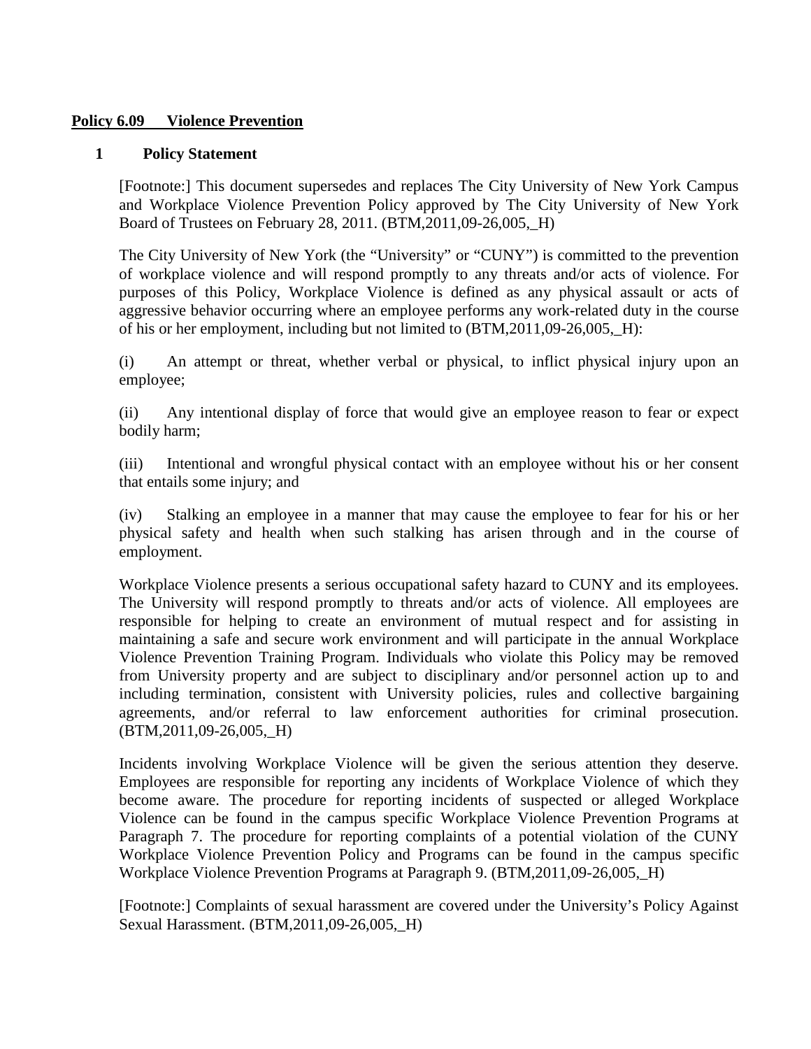**Policy 6.09 Violence Prevention**

## 1 Policy Statement

[Footnote:] This document supersedes and replaces The City University of New York Campus and Workplace Violence Prevention Policy approved by The City University of New York Board of Trustees on February 28, 2011. (BTM,2011,09-26,005,_H)

The City University of New York (the "University" or "CUNY") is committed to the prevention of workplace violence and will respond promptly to any threats and/or acts of violence. For purposes of this Policy, Workplace Violence is defined as any physical assault or acts of aggressive behavior occurring where an employee performs any work-related duty in the course of his or her employment, including but not limited to (BTM,2011,09-26,005,_H):

(i) An attempt or threat, whether verbal or physical, to inflict physical injury upon an employee;

(ii) Any intentional display of force that would give an employee reason to fear or expect bodily harm;

(iii) Intentional and wrongful physical contact with an employee without his or her consent that entails some injury; and

(iv) Stalking an employee in a manner that may cause the employee to fear for his or her physical safety and health when such stalking has arisen through and in the course of employment.

Workplace Violence presents a serious occupational safety hazard to CUNY and its employees. The University will respond promptly to threats and/or acts of violence. All employees are responsible for helping to create an environment of mutual respect and for assisting in maintaining a safe and secure work environment and will participate in the annual Workplace Violence Prevention Training Program. Individuals who violate this Policy may be removed from University property and are subject to disciplinary and/or personnel action up to and including termination, consistent with University policies, rules and collective bargaining agreements, and/or referral to law enforcement authorities for criminal prosecution. (BTM,2011,09-26,005,_H)

Incidents involving Workplace Violence will be given the serious attention they deserve. Employees are responsible for reporting any incidents of Workplace Violence of which they become aware. The procedure for reporting incidents of suspected or alleged Workplace Violence can be found in the campus specific Workplace Violence Prevention Programs at Paragraph 7. The procedure for reporting complaints of a potential violation of the CUNY Workplace Violence Prevention Policy and Programs can be found in the campus specific Workplace Violence Prevention Programs at Paragraph 9. (BTM,2011,09-26,005,_H)

[Footnote:] Complaints of sexual harassment are covered under the University's Policy Against Sexual Harassment. (BTM,2011,09-26,005,_H)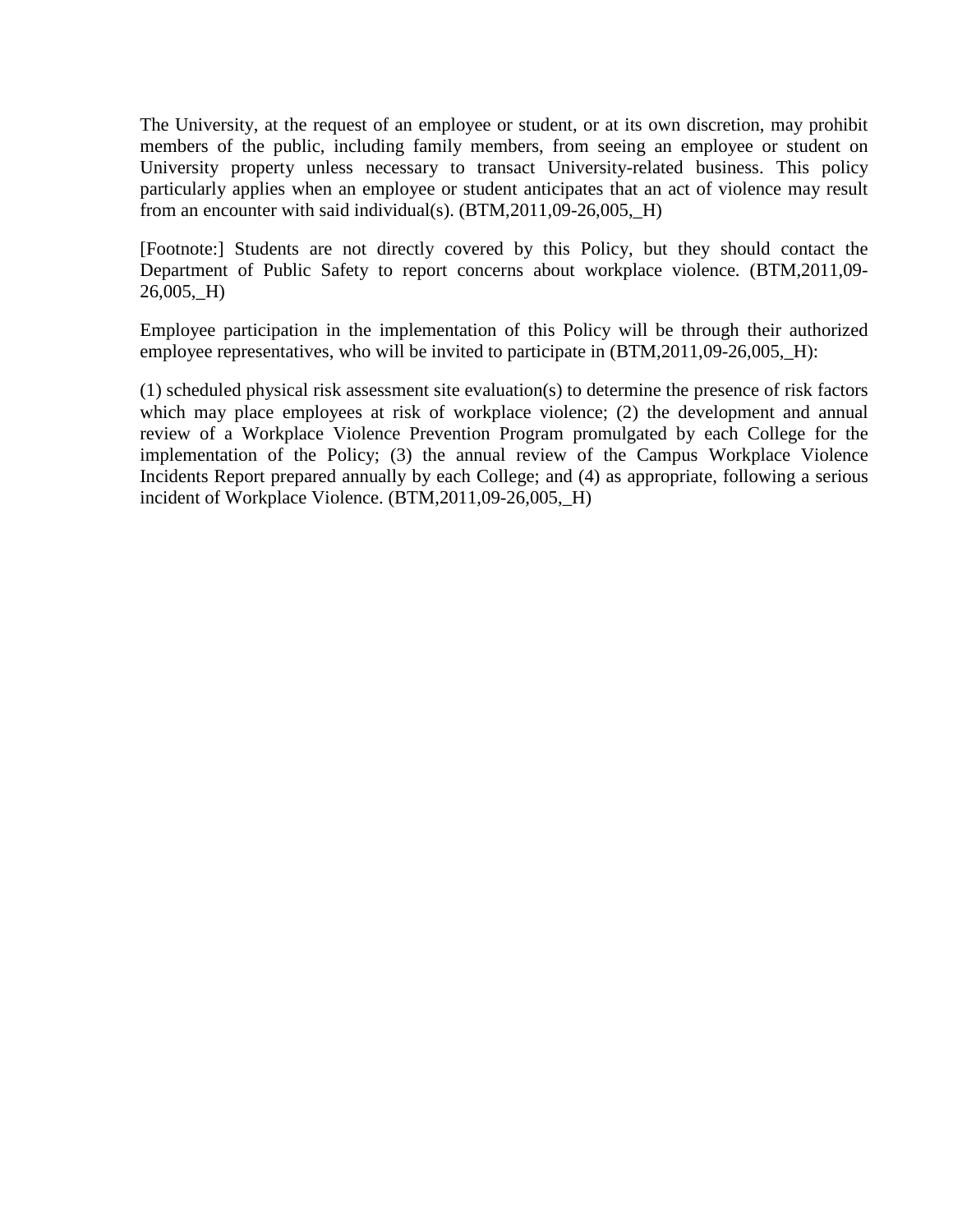The University, at the request of an employee or student, or at its own discretion, may prohibit members of the public, including family members, from seeing an employee or student on University property unless necessary to transact University-related business. This policy particularly applies when an employee or student anticipates that an act of violence may result from an encounter with said individual(s). (BTM,2011,09-26,005,_H)

[Footnote:] Students are not directly covered by this Policy, but they should contact the Department of Public Safety to report concerns about workplace violence. (BTM,2011,09-26,005,_H)

Employee participation in the implementation of this Policy will be through their authorized employee representatives, who will be invited to participate in (BTM,2011,09-26,005,_H):

(1) scheduled physical risk assessment site evaluation(s) to determine the presence of risk factors which may place employees at risk of workplace violence; (2) the development and annual review of a Workplace Violence Prevention Program promulgated by each College for the implementation of the Policy; (3) the annual review of the Campus Workplace Violence Incidents Report prepared annually by each College; and (4) as appropriate, following a serious incident of Workplace Violence. (BTM,2011,09-26,005,_H)